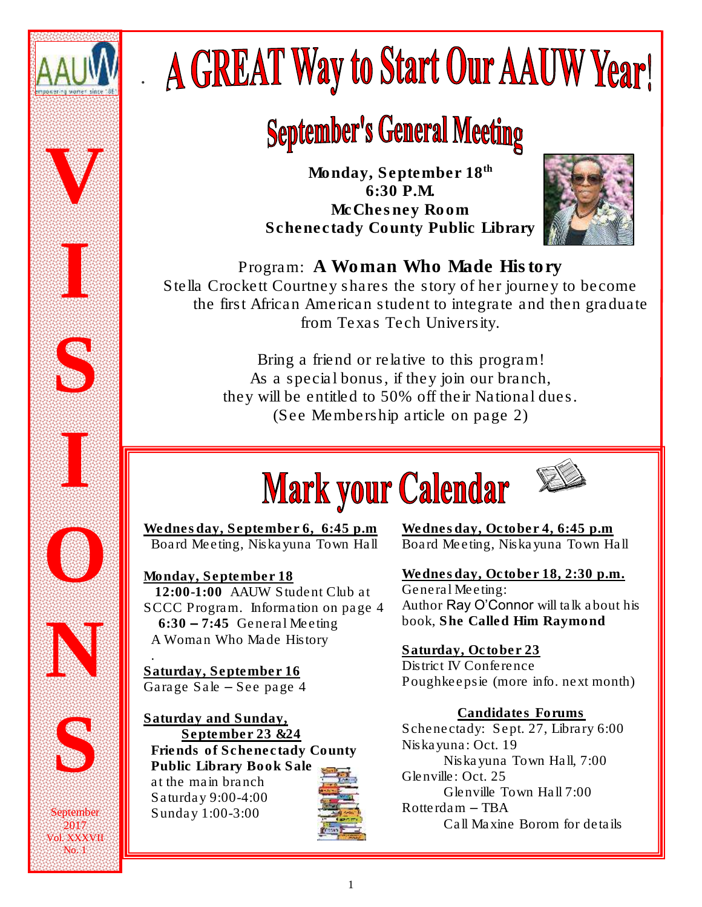# A GREAT Way to Start Our AAUW Year!

## September's General Meeting

**Monday, September 18th**
**6:30 P.M.**
**McChesney Room**
**Schenectady County Public Library**

Program: **A Woman Who Made History**

Stella Crockett Courtney shares the story of her journey to become the first African American student to integrate and then graduate from Texas Tech University.

Bring a friend or relative to this program!
As a special bonus, if they join our branch, they will be entitled to 50% off their National dues.
(See Membership article on page 2)

## Mark your Calendar

**Wednesday, September 6, 6:45 p.m**
Board Meeting, Niskayuna Town Hall

**Monday, September 18**
**12:00-1:00** AAUW Student Club at SCCC Program. Information on page 4
**6:30 – 7:45** General Meeting
A Woman Who Made History

**Saturday, September 16**
Garage Sale – See page 4

**Saturday and Sunday, September 23 &24**
**Friends of Schenectady County Public Library Book Sale**
at the main branch
Saturday 9:00-4:00
Sunday 1:00-3:00

**Wednesday, October 4, 6:45 p.m**
Board Meeting, Niskayuna Town Hall

**Wednesday, October 18, 2:30 p.m.**
General Meeting:
Author Ray O'Connor will talk about his book, **She Called Him Raymond**

**Saturday, October 23**
District IV Conference
Poughkeepsie (more info. next month)

**Candidates Forums**
Schenectady: Sept. 27, Library 6:00
Niskayuna: Oct. 19
Niskayuna Town Hall, 7:00
Glenville: Oct. 25
Glenville Town Hall 7:00
Rotterdam – TBA
Call Maxine Borom for details

VISIONS

September 2017
Vol. XXXVII
No. 1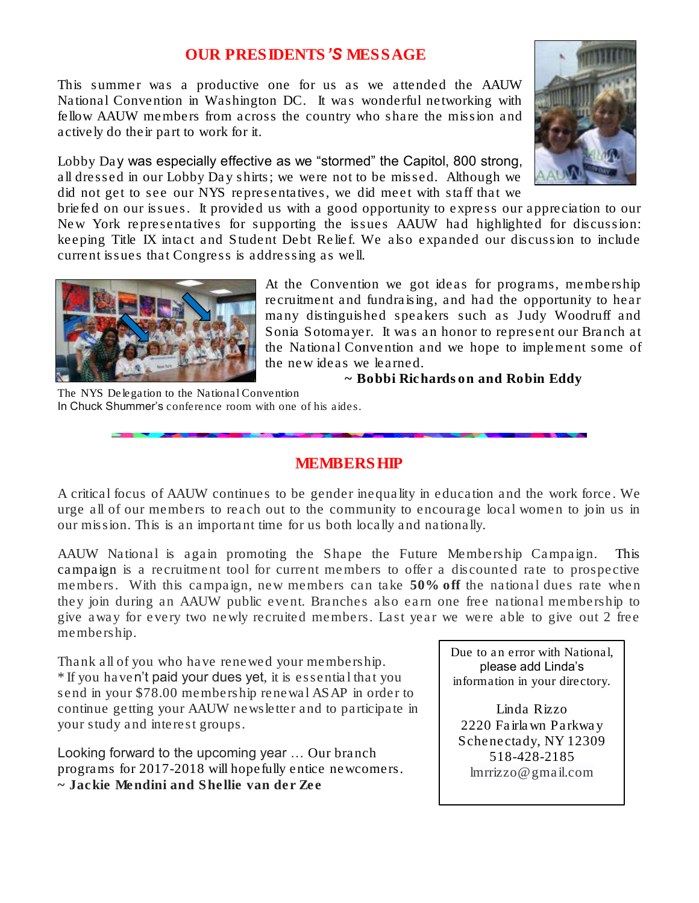## OUR PRESIDENTS'S MESSAGE

This summer was a productive one for us as we attended the AAUW National Convention in Washington DC. It was wonderful networking with fellow AAUW members from across the country who share the mission and actively do their part to work for it.

Lobby Day was especially effective as we "stormed" the Capitol, 800 strong, all dressed in our Lobby Day shirts; we were not to be missed. Although we did not get to see our NYS representatives, we did meet with staff that we briefed on our issues. It provided us with a good opportunity to express our appreciation to our New York representatives for supporting the issues AAUW had highlighted for discussion: keeping Title IX intact and Student Debt Relief. We also expanded our discussion to include current issues that Congress is addressing as well.

At the Convention we got ideas for programs, membership recruitment and fundraising, and had the opportunity to hear many distinguished speakers such as Judy Woodruff and Sonia Sotomayer. It was an honor to represent our Branch at the National Convention and we hope to implement some of the new ideas we learned.

**~ Bobbi Richardson and Robin Eddy**

The NYS Delegation to the National Convention
In Chuck Shummer's conference room with one of his aides.

## MEMBERSHIP

A critical focus of AAUW continues to be gender inequality in education and the work force. We urge all of our members to reach out to the community to encourage local women to join us in our mission. This is an important time for us both locally and nationally.

AAUW National is again promoting the Shape the Future Membership Campaign. This campaign is a recruitment tool for current members to offer a discounted rate to prospective members. With this campaign, new members can take **50% off** the national dues rate when they join during an AAUW public event. Branches also earn one free national membership to give away for every two newly recruited members. Last year we were able to give out 2 free membership.

Thank all of you who have renewed your membership.
* If you haven't paid your dues yet, it is essential that you send in your $78.00 membership renewal ASAP in order to continue getting your AAUW newsletter and to participate in your study and interest groups.

Looking forward to the upcoming year … Our branch programs for 2017-2018 will hopefully entice newcomers.
**~ Jackie Mendini and Shellie van der Zee**

Due to an error with National, please add Linda's information in your directory.

Linda Rizzo
2220 Fairlawn Parkway
Schenectady, NY 12309
518-428-2185
lmrrizzo@gmail.com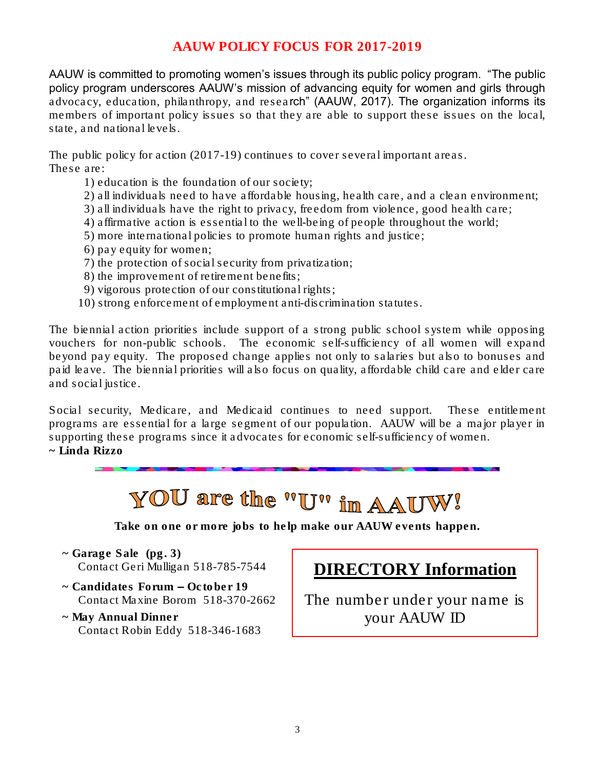## AAUW POLICY FOCUS FOR 2017-2019

AAUW is committed to promoting women's issues through its public policy program. "The public policy program underscores AAUW's mission of advancing equity for women and girls through advocacy, education, philanthropy, and research" (AAUW, 2017). The organization informs its members of important policy issues so that they are able to support these issues on the local, state, and national levels.

The public policy for action (2017-19) continues to cover several important areas. These are:

1) education is the foundation of our society;
2) all individuals need to have affordable housing, health care, and a clean environment;
3) all individuals have the right to privacy, freedom from violence, good health care;
4) affirmative action is essential to the well-being of people throughout the world;
5) more international policies to promote human rights and justice;
6) pay equity for women;
7) the protection of social security from privatization;
8) the improvement of retirement benefits;
9) vigorous protection of our constitutional rights;
10) strong enforcement of employment anti-discrimination statutes.

The biennial action priorities include support of a strong public school system while opposing vouchers for non-public schools. The economic self-sufficiency of all women will expand beyond pay equity. The proposed change applies not only to salaries but also to bonuses and paid leave. The biennial priorities will also focus on quality, affordable child care and elder care and social justice.

Social security, Medicare, and Medicaid continues to need support. These entitlement programs are essential for a large segment of our population. AAUW will be a major player in supporting these programs since it advocates for economic self-sufficiency of women.

**~ Linda Rizzo**

## YOU are the "U" in AAUW!

**Take on one or more jobs to help make our AAUW events happen.**

**~ Garage Sale (pg. 3)**
Contact Geri Mulligan 518-785-7544

**~ Candidates Forum – October 19**
Contact Maxine Borom 518-370-2662

**~ May Annual Dinner**
Contact Robin Eddy 518-346-1683

## DIRECTORY Information

The number under your name is your AAUW ID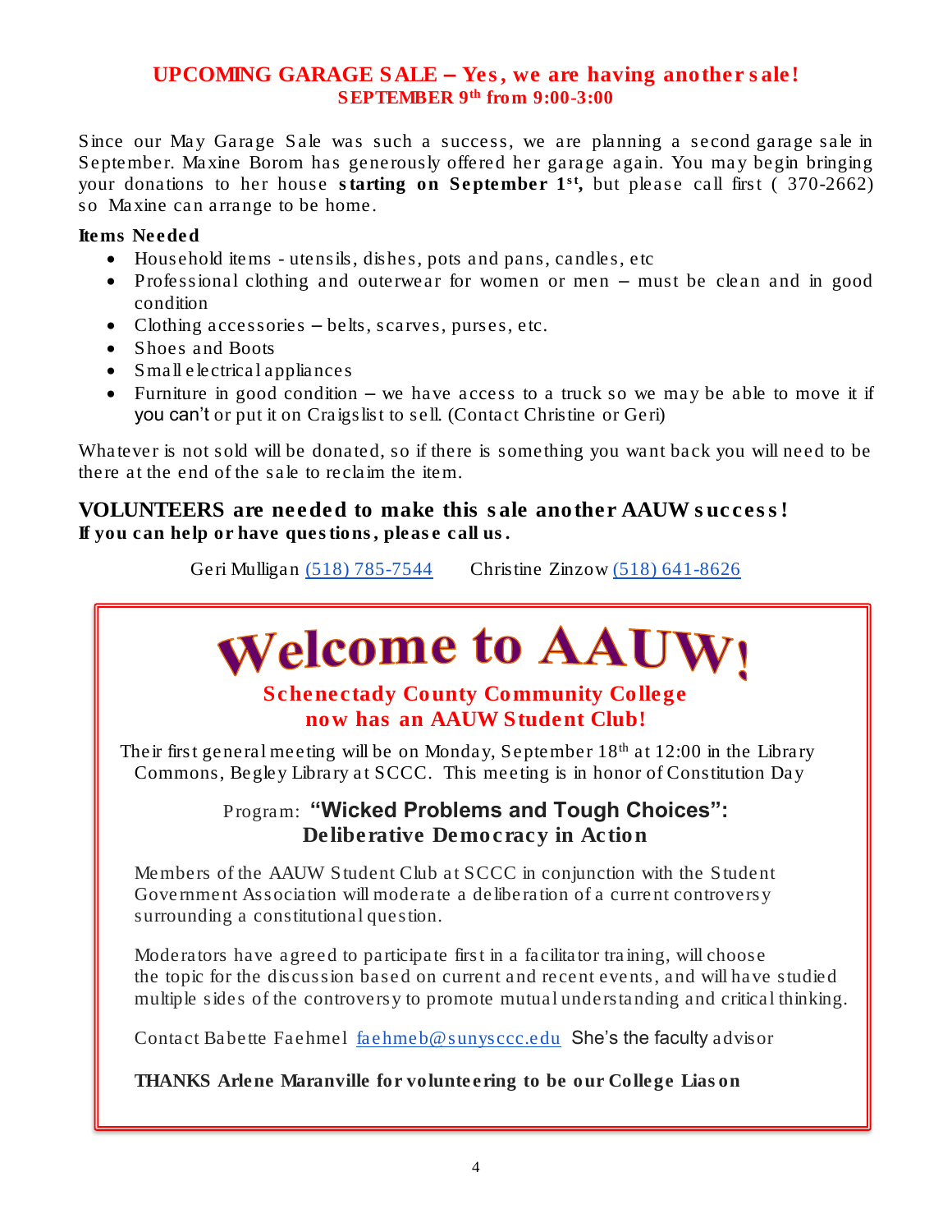## UPCOMING GARAGE SALE – Yes, we are having another sale!

**SEPTEMBER 9th from 9:00-3:00**

Since our May Garage Sale was such a success, we are planning a second garage sale in September. Maxine Borom has generously offered her garage again. You may begin bringing your donations to her house **starting on September 1st,** but please call first ( 370-2662) so Maxine can arrange to be home.

**Items Needed**

- Household items - utensils, dishes, pots and pans, candles, etc
- Professional clothing and outerwear for women or men – must be clean and in good condition
- Clothing accessories – belts, scarves, purses, etc.
- Shoes and Boots
- Small electrical appliances
- Furniture in good condition – we have access to a truck so we may be able to move it if you can't or put it on Craigslist to sell. (Contact Christine or Geri)

Whatever is not sold will be donated, so if there is something you want back you will need to be there at the end of the sale to reclaim the item.

### VOLUNTEERS are needed to make this sale another AAUW success!

**If you can help or have questions, please call us.**

Geri Mulligan (518) 785-7544 Christine Zinzow (518) 641-8626

# Welcome to AAUW!

**Schenectady County Community College now has an AAUW Student Club!**

Their first general meeting will be on Monday, September 18th at 12:00 in the Library Commons, Begley Library at SCCC. This meeting is in honor of Constitution Day

Program: **"Wicked Problems and Tough Choices": Deliberative Democracy in Action**

Members of the AAUW Student Club at SCCC in conjunction with the Student Government Association will moderate a deliberation of a current controversy surrounding a constitutional question.

Moderators have agreed to participate first in a facilitator training, will choose the topic for the discussion based on current and recent events, and will have studied multiple sides of the controversy to promote mutual understanding and critical thinking.

Contact Babette Faehmel faehmeb@sunysccc.edu She's the faculty advisor

**THANKS Arlene Maranville for volunteering to be our College Liason**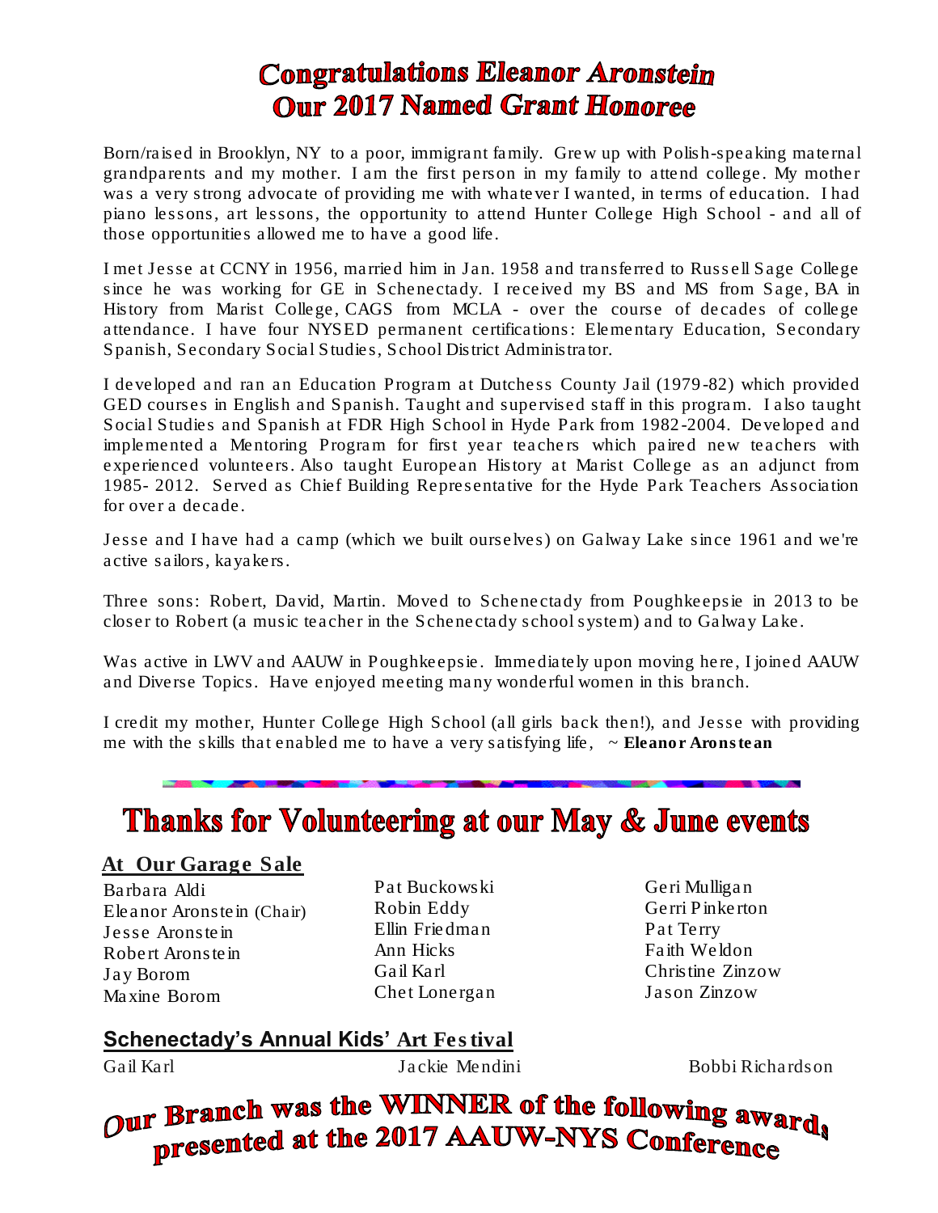# Congratulations Eleanor Aronstein
# Our 2017 Named Grant Honoree

Born/raised in Brooklyn, NY to a poor, immigrant family. Grew up with Polish-speaking maternal grandparents and my mother. I am the first person in my family to attend college. My mother was a very strong advocate of providing me with whatever I wanted, in terms of education. I had piano lessons, art lessons, the opportunity to attend Hunter College High School - and all of those opportunities allowed me to have a good life.

I met Jesse at CCNY in 1956, married him in Jan. 1958 and transferred to Russell Sage College since he was working for GE in Schenectady. I received my BS and MS from Sage, BA in History from Marist College, CAGS from MCLA - over the course of decades of college attendance. I have four NYSED permanent certifications: Elementary Education, Secondary Spanish, Secondary Social Studies, School District Administrator.

I developed and ran an Education Program at Dutchess County Jail (1979-82) which provided GED courses in English and Spanish. Taught and supervised staff in this program. I also taught Social Studies and Spanish at FDR High School in Hyde Park from 1982-2004. Developed and implemented a Mentoring Program for first year teachers which paired new teachers with experienced volunteers. Also taught European History at Marist College as an adjunct from 1985- 2012. Served as Chief Building Representative for the Hyde Park Teachers Association for over a decade.

Jesse and I have had a camp (which we built ourselves) on Galway Lake since 1961 and we're active sailors, kayakers.

Three sons: Robert, David, Martin. Moved to Schenectady from Poughkeepsie in 2013 to be closer to Robert (a music teacher in the Schenectady school system) and to Galway Lake.

Was active in LWV and AAUW in Poughkeepsie. Immediately upon moving here, I joined AAUW and Diverse Topics. Have enjoyed meeting many wonderful women in this branch.

I credit my mother, Hunter College High School (all girls back then!), and Jesse with providing me with the skills that enabled me to have a very satisfying life, ~ **Eleanor Aronstean**

# Thanks for Volunteering at our May & June events

## At Our Garage Sale

Barbara Aldi
Eleanor Aronstein (Chair)
Jesse Aronstein
Robert Aronstein
Jay Borom
Maxine Borom
Pat Buckowski
Robin Eddy
Ellin Friedman
Ann Hicks
Gail Karl
Chet Lonergan
Geri Mulligan
Gerri Pinkerton
Pat Terry
Faith Weldon
Christine Zinzow
Jason Zinzow

## Schenectady's Annual Kids' Art Festival

Gail Karl
Jackie Mendini
Bobbi Richardson

# Our Branch was the WINNER of the following awards presented at the 2017 AAUW-NYS Conference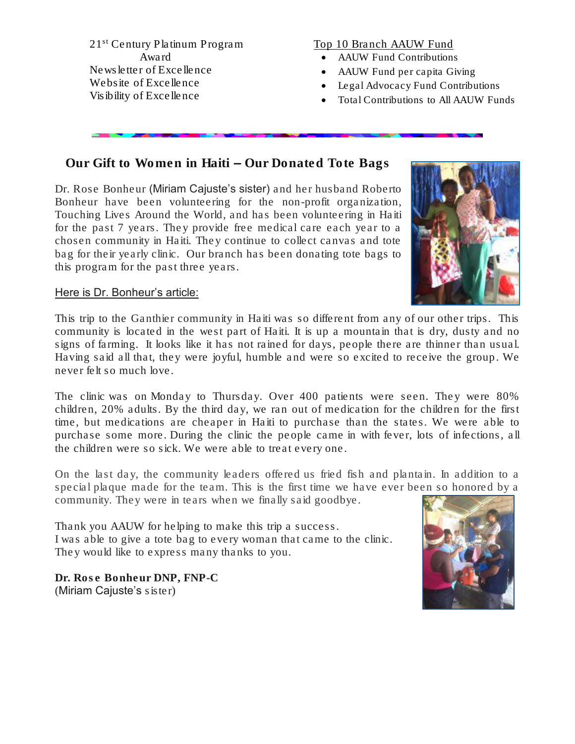21st Century Platinum Program Award
Newsletter of Excellence
Website of Excellence
Visibility of Excellence

Top 10 Branch AAUW Fund

- AAUW Fund Contributions
- AAUW Fund per capita Giving
- Legal Advocacy Fund Contributions
- Total Contributions to All AAUW Funds

## Our Gift to Women in Haiti – Our Donated Tote Bags

Dr. Rose Bonheur (Miriam Cajuste's sister) and her husband Roberto Bonheur have been volunteering for the non-profit organization, Touching Lives Around the World, and has been volunteering in Haiti for the past 7 years. They provide free medical care each year to a chosen community in Haiti. They continue to collect canvas and tote bag for their yearly clinic. Our branch has been donating tote bags to this program for the past three years.

Here is Dr. Bonheur's article:

This trip to the Ganthier community in Haiti was so different from any of our other trips. This community is located in the west part of Haiti. It is up a mountain that is dry, dusty and no signs of farming. It looks like it has not rained for days, people there are thinner than usual. Having said all that, they were joyful, humble and were so excited to receive the group. We never felt so much love.

The clinic was on Monday to Thursday. Over 400 patients were seen. They were 80% children, 20% adults. By the third day, we ran out of medication for the children for the first time, but medications are cheaper in Haiti to purchase than the states. We were able to purchase some more. During the clinic the people came in with fever, lots of infections, all the children were so sick. We were able to treat every one.

On the last day, the community leaders offered us fried fish and plantain. In addition to a special plaque made for the team. This is the first time we have ever been so honored by a community. They were in tears when we finally said goodbye.

Thank you AAUW for helping to make this trip a success.
I was able to give a tote bag to every woman that came to the clinic.
They would like to express many thanks to you.

**Dr. Rose Bonheur DNP, FNP-C**
(Miriam Cajuste's sister)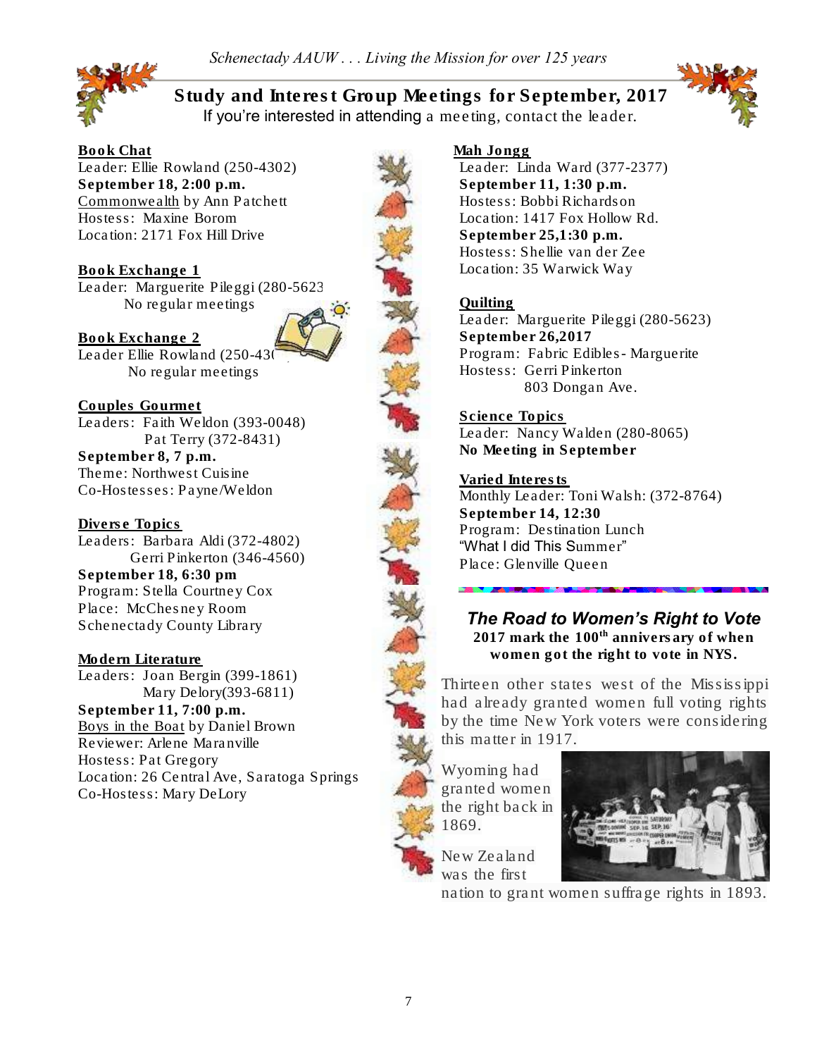*Schenectady AAUW . . . Living the Mission for over 125 years*

## Study and Interest Group Meetings for September, 2017

If you're interested in attending a meeting, contact the leader.

**Book Chat**
Leader: Ellie Rowland (250-4302)
**September 18, 2:00 p.m.**
Commonwealth by Ann Patchett
Hostess: Maxine Borom
Location: 2171 Fox Hill Drive

**Book Exchange 1**
Leader: Marguerite Pileggi (280-5623
No regular meetings

**Book Exchange 2**
Leader Ellie Rowland (250-43(
No regular meetings

**Couples Gourmet**
Leaders: Faith Weldon (393-0048)
Pat Terry (372-8431)
**September 8, 7 p.m.**
Theme: Northwest Cuisine
Co-Hostesses: Payne/Weldon

**Diverse Topics**
Leaders: Barbara Aldi (372-4802)
Gerri Pinkerton (346-4560)
**September 18, 6:30 pm**
Program: Stella Courtney Cox
Place: McChesney Room
Schenectady County Library

**Modern Literature**
Leaders: Joan Bergin (399-1861)
Mary Delory(393-6811)
**September 11, 7:00 p.m.**
Boys in the Boat by Daniel Brown
Reviewer: Arlene Maranville
Hostess: Pat Gregory
Location: 26 Central Ave, Saratoga Springs
Co-Hostess: Mary DeLory

**Mah Jongg**
Leader: Linda Ward (377-2377)
**September 11, 1:30 p.m.**
Hostess: Bobbi Richardson
Location: 1417 Fox Hollow Rd.
**September 25,1:30 p.m.**
Hostess: Shellie van der Zee
Location: 35 Warwick Way

**Quilting**
Leader: Marguerite Pileggi (280-5623)
**September 26,2017**
Program: Fabric Edibles- Marguerite
Hostess: Gerri Pinkerton
803 Dongan Ave.

**Science Topics**
Leader: Nancy Walden (280-8065)
**No Meeting in September**

**Varied Interests**
Monthly Leader: Toni Walsh: (372-8764)
**September 14, 12:30**
Program: Destination Lunch
"What I did This Summer"
Place: Glenville Queen

### *The Road to Women's Right to Vote*

**2017 mark the 100th anniversary of when women got the right to vote in NYS.**

Thirteen other states west of the Mississippi had already granted women full voting rights by the time New York voters were considering this matter in 1917.

Wyoming had granted women the right back in 1869.

New Zealand was the first nation to grant women suffrage rights in 1893.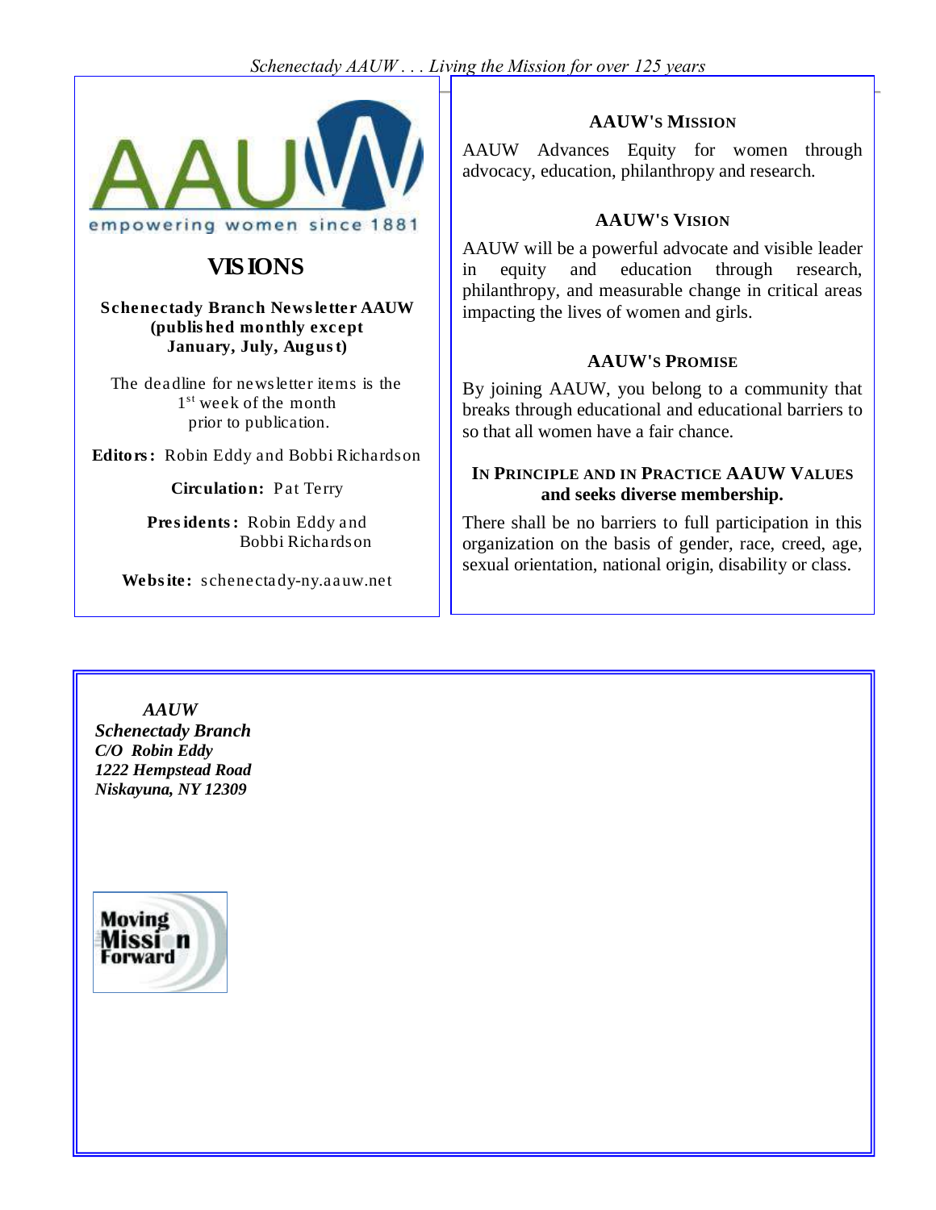empowering women since 1881

# VISIONS

**Schenectady Branch Newsletter AAUW (published monthly except January, July, August)**

The deadline for newsletter items is the 1st week of the month prior to publication.

**Editors:** Robin Eddy and Bobbi Richardson

**Circulation:** Pat Terry

**Presidents:** Robin Eddy and Bobbi Richardson

**Website:** schenectady-ny.aauw.net

### AAUW'S MISSION

AAUW Advances Equity for women through advocacy, education, philanthropy and research.

### AAUW'S VISION

AAUW will be a powerful advocate and visible leader in equity and education through research, philanthropy, and measurable change in critical areas impacting the lives of women and girls.

### AAUW'S PROMISE

By joining AAUW, you belong to a community that breaks through educational and educational barriers to so that all women have a fair chance.

### IN PRINCIPLE AND IN PRACTICE AAUW VALUES and seeks diverse membership.

There shall be no barriers to full participation in this organization on the basis of gender, race, creed, age, sexual orientation, national origin, disability or class.

***AAUW***
***Schenectady Branch***
***C/O Robin Eddy***
***1222 Hempstead Road***
***Niskayuna, NY 12309***

Moving Mission Forward